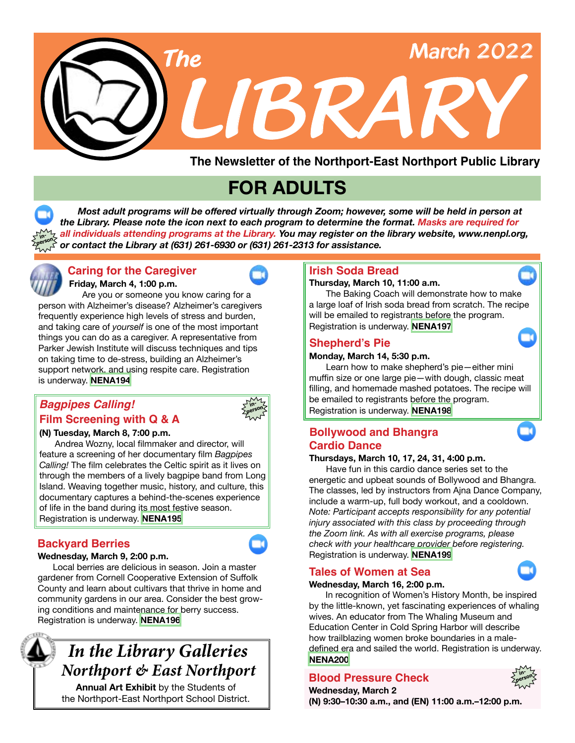# The LIBRARY

March 2022

**The Newsletter of the Northport-East Northport Public Library**

## FOR ADULTS

***Most adult programs will be offered virtually through Zoom; however, some will be held in person at the Library. Please note the icon next to each program to determine the format. Masks are required for all individuals attending programs at the Library. You may register on the library website, www.nenpl.org, or contact the Library at (631) 261-6930 or (631) 261-2313 for assistance.***

### Caring for the Caregiver

**Friday, March 4, 1:00 p.m.**

Are you or someone you know caring for a person with Alzheimer's disease? Alzheimer's caregivers frequently experience high levels of stress and burden, and taking care of *yourself* is one of the most important things you can do as a caregiver. A representative from Parker Jewish Institute will discuss techniques and tips on taking time to de-stress, building an Alzheimer's support network, and using respite care. Registration is underway. **NENA194**

### *Bagpipes Calling!* Film Screening with Q & A

in-person

**(N) Tuesday, March 8, 7:00 p.m.**

Andrea Wozny, local filmmaker and director, will feature a screening of her documentary film *Bagpipes Calling!* The film celebrates the Celtic spirit as it lives on through the members of a lively bagpipe band from Long Island. Weaving together music, history, and culture, this documentary captures a behind-the-scenes experience of life in the band during its most festive season. Registration is underway. **NENA195**

### Backyard Berries

**Wednesday, March 9, 2:00 p.m.**

Local berries are delicious in season. Join a master gardener from Cornell Cooperative Extension of Suffolk County and learn about cultivars that thrive in home and community gardens in our area. Consider the best growing conditions and maintenance for berry success. Registration is underway. **NENA196**

### *In the Library Galleries Northport & East Northport*

**Annual Art Exhibit** by the Students of the Northport-East Northport School District.

### Irish Soda Bread

**Thursday, March 10, 11:00 a.m.**

The Baking Coach will demonstrate how to make a large loaf of Irish soda bread from scratch. The recipe will be emailed to registrants before the program. Registration is underway. **NENA197**

### Shepherd's Pie

**Monday, March 14, 5:30 p.m.**

Learn how to make shepherd's pie—either mini muffin size or one large pie—with dough, classic meat filling, and homemade mashed potatoes. The recipe will be emailed to registrants before the program. Registration is underway. **NENA198**

### Bollywood and Bhangra Cardio Dance

**Thursdays, March 10, 17, 24, 31, 4:00 p.m.**

Have fun in this cardio dance series set to the energetic and upbeat sounds of Bollywood and Bhangra. The classes, led by instructors from Ajna Dance Company, include a warm-up, full body workout, and a cooldown. *Note: Participant accepts responsibility for any potential injury associated with this class by proceeding through the Zoom link. As with all exercise programs, please check with your healthcare provider before registering.* Registration is underway. **NENA199**

### Tales of Women at Sea

**Wednesday, March 16, 2:00 p.m.**

In recognition of Women's History Month, be inspired by the little-known, yet fascinating experiences of whaling wives. An educator from The Whaling Museum and Education Center in Cold Spring Harbor will describe how trailblazing women broke boundaries in a male-defined era and sailed the world. Registration is underway. **NENA200**

### Blood Pressure Check

in-person

**Wednesday, March 2**

**(N) 9:30–10:30 a.m., and (EN) 11:00 a.m.–12:00 p.m.**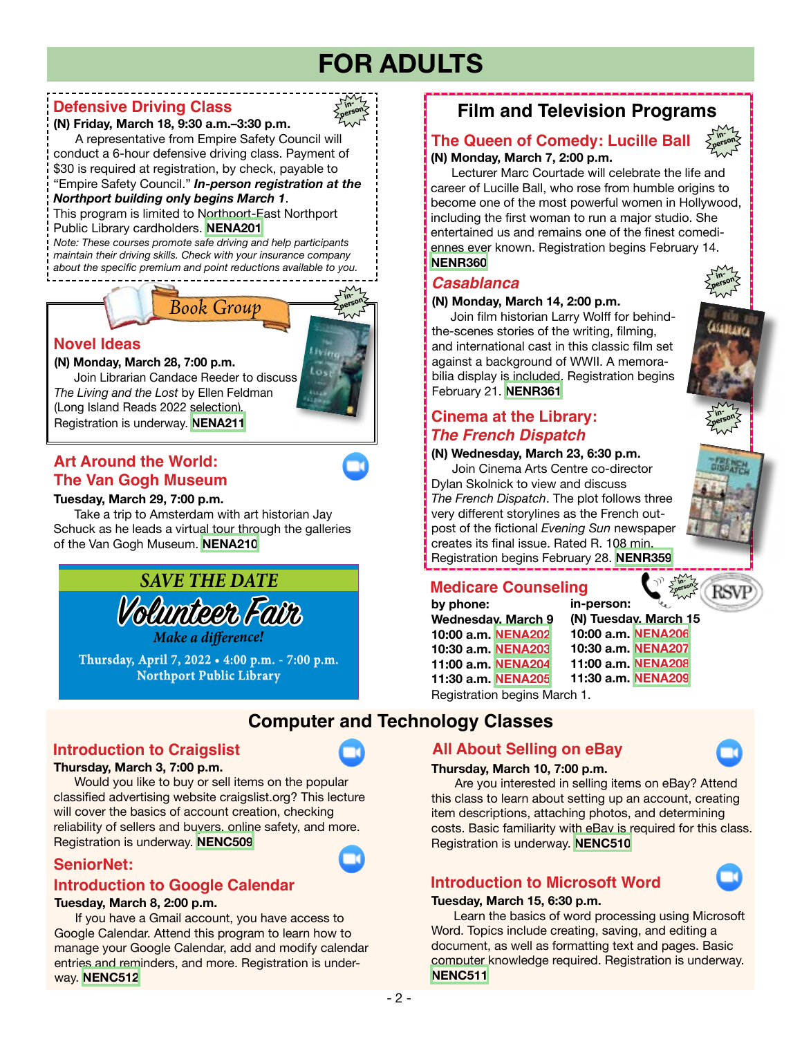# FOR ADULTS

## Defensive Driving Class

**(N) Friday, March 18, 9:30 a.m.–3:30 p.m.**

A representative from Empire Safety Council will conduct a 6-hour defensive driving class. Payment of $30 is required at registration, by check, payable to "Empire Safety Council." ***In-person registration at the Northport building only begins March 1.***

This program is limited to Northport-East Northport Public Library cardholders. **NENA201**

*Note: These courses promote safe driving and help participants maintain their driving skills. Check with your insurance company about the specific premium and point reductions available to you.*

## Book Group

### Novel Ideas

**(N) Monday, March 28, 7:00 p.m.**

Join Librarian Candace Reeder to discuss *The Living and the Lost* by Ellen Feldman (Long Island Reads 2022 selection). Registration is underway. **NENA211**

## Art Around the World: The Van Gogh Museum

**Tuesday, March 29, 7:00 p.m.**

Take a trip to Amsterdam with art historian Jay Schuck as he leads a virtual tour through the galleries of the Van Gogh Museum. **NENA210**

**SAVE THE DATE**

**Volunteer Fair**

*Make a difference!*

Thursday, April 7, 2022 • 4:00 p.m. - 7:00 p.m.
Northport Public Library

## Film and Television Programs

### The Queen of Comedy: Lucille Ball

**(N) Monday, March 7, 2:00 p.m.**

Lecturer Marc Courtade will celebrate the life and career of Lucille Ball, who rose from humble origins to become one of the most powerful women in Hollywood, including the first woman to run a major studio. She entertained us and remains one of the finest comediennes ever known. Registration begins February 14. **NENR360**

### *Casablanca*

**(N) Monday, March 14, 2:00 p.m.**

Join film historian Larry Wolff for behind-the-scenes stories of the writing, filming, and international cast in this classic film set against a background of WWII. A memorabilia display is included. Registration begins February 21. **NENR361**

### Cinema at the Library: *The French Dispatch*

**(N) Wednesday, March 23, 6:30 p.m.**

Join Cinema Arts Centre co-director Dylan Skolnick to view and discuss *The French Dispatch*. The plot follows three very different storylines as the French outpost of the fictional *Evening Sun* newspaper creates its final issue. Rated R. 108 min. Registration begins February 28. **NENR359**

## Medicare Counseling

RSVP

| by phone: Wednesday, March 9 | | in-person: (N) Tuesday, March 15 | |
|---|---|---|---|
| 10:00 a.m. | NENA202 | 10:00 a.m. | NENA206 |
| 10:30 a.m. | NENA203 | 10:30 a.m. | NENA207 |
| 11:00 a.m. | NENA204 | 11:00 a.m. | NENA208 |
| 11:30 a.m. | NENA205 | 11:30 a.m. | NENA209 |

Registration begins March 1.

## Computer and Technology Classes

### Introduction to Craigslist

**Thursday, March 3, 7:00 p.m.**

Would you like to buy or sell items on the popular classified advertising website craigslist.org? This lecture will cover the basics of account creation, checking reliability of sellers and buyers, online safety, and more. Registration is underway. **NENC509**

### SeniorNet: Introduction to Google Calendar

**Tuesday, March 8, 2:00 p.m.**

If you have a Gmail account, you have access to Google Calendar. Attend this program to learn how to manage your Google Calendar, add and modify calendar entries and reminders, and more. Registration is underway. **NENC512**

### All About Selling on eBay

**Thursday, March 10, 7:00 p.m.**

Are you interested in selling items on eBay? Attend this class to learn about setting up an account, creating item descriptions, attaching photos, and determining costs. Basic familiarity with eBay is required for this class. Registration is underway. **NENC510**

### Introduction to Microsoft Word

**Tuesday, March 15, 6:30 p.m.**

Learn the basics of word processing using Microsoft Word. Topics include creating, saving, and editing a document, as well as formatting text and pages. Basic computer knowledge required. Registration is underway. **NENC511**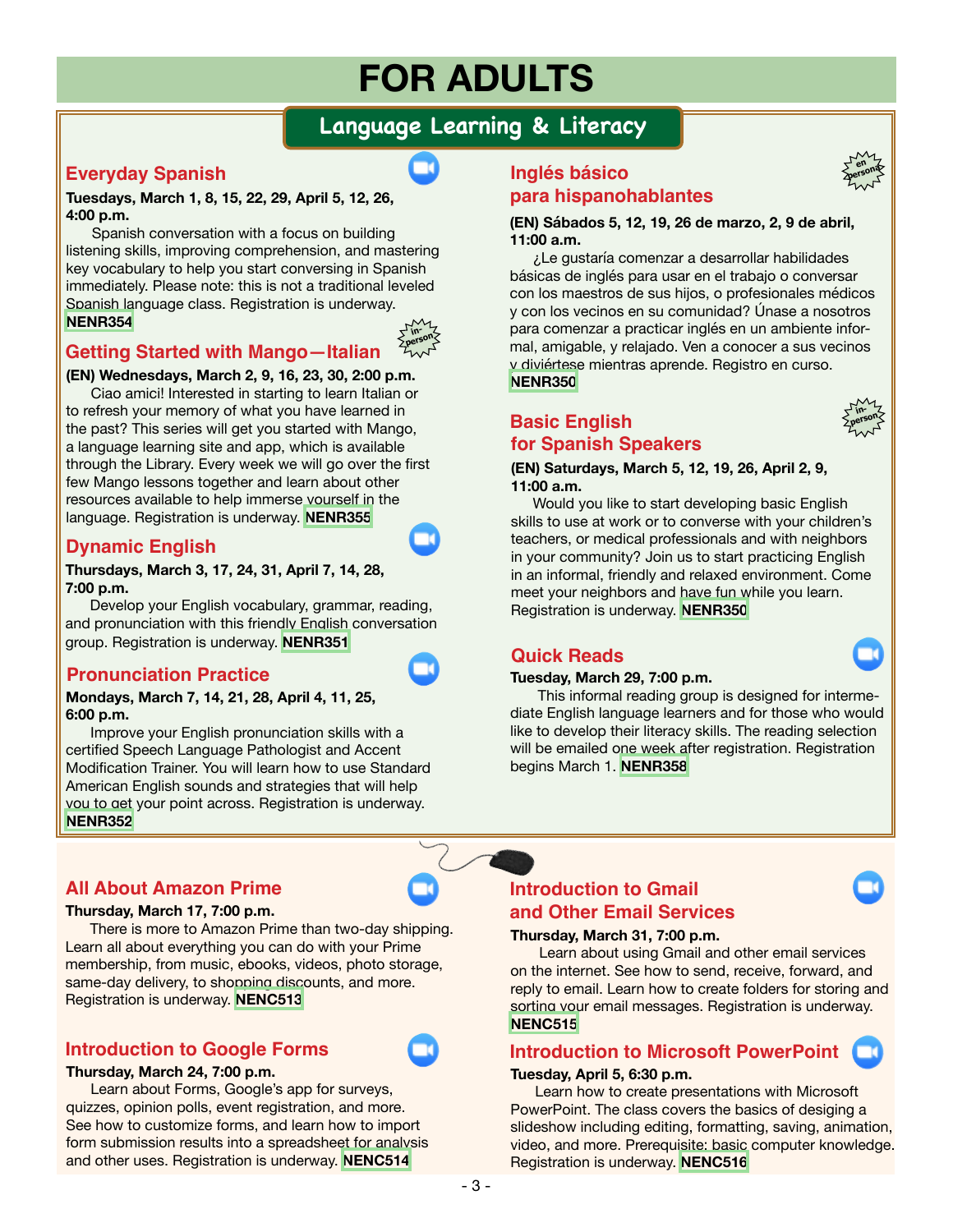# FOR ADULTS

## Language Learning & Literacy

### Everyday Spanish

**Tuesdays, March 1, 8, 15, 22, 29, April 5, 12, 26, 4:00 p.m.**

Spanish conversation with a focus on building listening skills, improving comprehension, and mastering key vocabulary to help you start conversing in Spanish immediately. Please note: this is not a traditional leveled Spanish language class. Registration is underway. **NENR354**

### Getting Started with Mango—Italian

in-person

**(EN) Wednesdays, March 2, 9, 16, 23, 30, 2:00 p.m.**

Ciao amici! Interested in starting to learn Italian or to refresh your memory of what you have learned in the past? This series will get you started with Mango, a language learning site and app, which is available through the Library. Every week we will go over the first few Mango lessons together and learn about other resources available to help immerse yourself in the language. Registration is underway. **NENR355**

### Dynamic English

**Thursdays, March 3, 17, 24, 31, April 7, 14, 28, 7:00 p.m.**

Develop your English vocabulary, grammar, reading, and pronunciation with this friendly English conversation group. Registration is underway. **NENR351**

### Pronunciation Practice

**Mondays, March 7, 14, 21, 28, April 4, 11, 25, 6:00 p.m.**

Improve your English pronunciation skills with a certified Speech Language Pathologist and Accent Modification Trainer. You will learn how to use Standard American English sounds and strategies that will help you to get your point across. Registration is underway. **NENR352**

### Inglés básico para hispanohablantes

en persona

**(EN) Sábados 5, 12, 19, 26 de marzo, 2, 9 de abril, 11:00 a.m.**

¿Le gustaría comenzar a desarrollar habilidades básicas de inglés para usar en el trabajo o conversar con los maestros de sus hijos, o profesionales médicos y con los vecinos en su comunidad? Únase a nosotros para comenzar a practicar inglés en un ambiente informal, amigable, y relajado. Ven a conocer a sus vecinos y diviértese mientras aprende. Registro en curso. **NENR350**

### Basic English for Spanish Speakers

in-person

**(EN) Saturdays, March 5, 12, 19, 26, April 2, 9, 11:00 a.m.**

Would you like to start developing basic English skills to use at work or to converse with your children's teachers, or medical professionals and with neighbors in your community? Join us to start practicing English in an informal, friendly and relaxed environment. Come meet your neighbors and have fun while you learn. Registration is underway. **NENR350**

### Quick Reads

**Tuesday, March 29, 7:00 p.m.**

This informal reading group is designed for intermediate English language learners and for those who would like to develop their literacy skills. The reading selection will be emailed one week after registration. Registration begins March 1. **NENR358**

### All About Amazon Prime

**Thursday, March 17, 7:00 p.m.**

There is more to Amazon Prime than two-day shipping. Learn all about everything you can do with your Prime membership, from music, ebooks, videos, photo storage, same-day delivery, to shopping discounts, and more. Registration is underway. **NENC513**

### Introduction to Google Forms

**Thursday, March 24, 7:00 p.m.**

Learn about Forms, Google's app for surveys, quizzes, opinion polls, event registration, and more. See how to customize forms, and learn how to import form submission results into a spreadsheet for analysis and other uses. Registration is underway. **NENC514**

### Introduction to Gmail and Other Email Services

**Thursday, March 31, 7:00 p.m.**

Learn about using Gmail and other email services on the internet. See how to send, receive, forward, and reply to email. Learn how to create folders for storing and sorting your email messages. Registration is underway. **NENC515**

### Introduction to Microsoft PowerPoint

**Tuesday, April 5, 6:30 p.m.**

Learn how to create presentations with Microsoft PowerPoint. The class covers the basics of designing a slideshow including editing, formatting, saving, animation, video, and more. Prerequisite: basic computer knowledge. Registration is underway. **NENC516**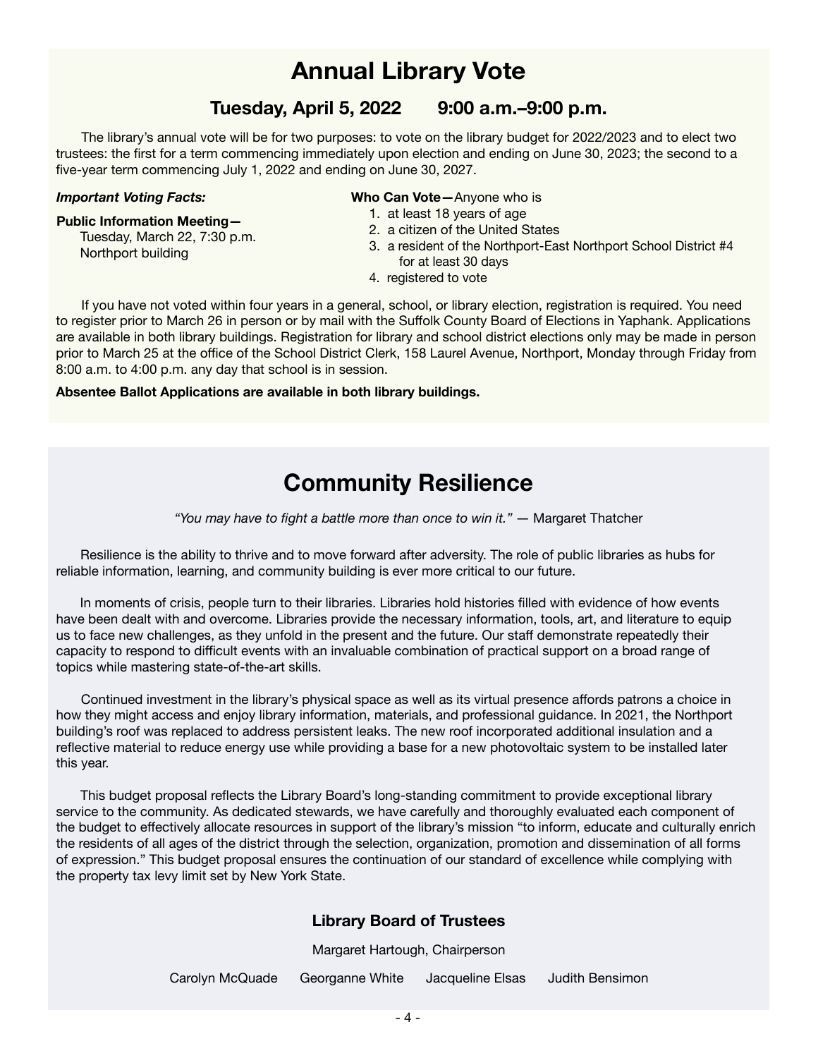# Annual Library Vote

## Tuesday, April 5, 2022 9:00 a.m.–9:00 p.m.

The library's annual vote will be for two purposes: to vote on the library budget for 2022/2023 and to elect two trustees: the first for a term commencing immediately upon election and ending on June 30, 2023; the second to a five-year term commencing July 1, 2022 and ending on June 30, 2027.

***Important Voting Facts:***

**Public Information Meeting—**
Tuesday, March 22, 7:30 p.m.
Northport building

**Who Can Vote—**Anyone who is

1. at least 18 years of age
2. a citizen of the United States
3. a resident of the Northport-East Northport School District #4 for at least 30 days
4. registered to vote

If you have not voted within four years in a general, school, or library election, registration is required. You need to register prior to March 26 in person or by mail with the Suffolk County Board of Elections in Yaphank. Applications are available in both library buildings. Registration for library and school district elections only may be made in person prior to March 25 at the office of the School District Clerk, 158 Laurel Avenue, Northport, Monday through Friday from 8:00 a.m. to 4:00 p.m. any day that school is in session.

**Absentee Ballot Applications are available in both library buildings.**

# Community Resilience

*"You may have to fight a battle more than once to win it."* — Margaret Thatcher

Resilience is the ability to thrive and to move forward after adversity. The role of public libraries as hubs for reliable information, learning, and community building is ever more critical to our future.

In moments of crisis, people turn to their libraries. Libraries hold histories filled with evidence of how events have been dealt with and overcome. Libraries provide the necessary information, tools, art, and literature to equip us to face new challenges, as they unfold in the present and the future. Our staff demonstrate repeatedly their capacity to respond to difficult events with an invaluable combination of practical support on a broad range of topics while mastering state-of-the-art skills.

Continued investment in the library's physical space as well as its virtual presence affords patrons a choice in how they might access and enjoy library information, materials, and professional guidance. In 2021, the Northport building's roof was replaced to address persistent leaks. The new roof incorporated additional insulation and a reflective material to reduce energy use while providing a base for a new photovoltaic system to be installed later this year.

This budget proposal reflects the Library Board's long-standing commitment to provide exceptional library service to the community. As dedicated stewards, we have carefully and thoroughly evaluated each component of the budget to effectively allocate resources in support of the library's mission "to inform, educate and culturally enrich the residents of all ages of the district through the selection, organization, promotion and dissemination of all forms of expression." This budget proposal ensures the continuation of our standard of excellence while complying with the property tax levy limit set by New York State.

### Library Board of Trustees

Margaret Hartough, Chairperson

Carolyn McQuade Georganne White Jacqueline Elsas Judith Bensimon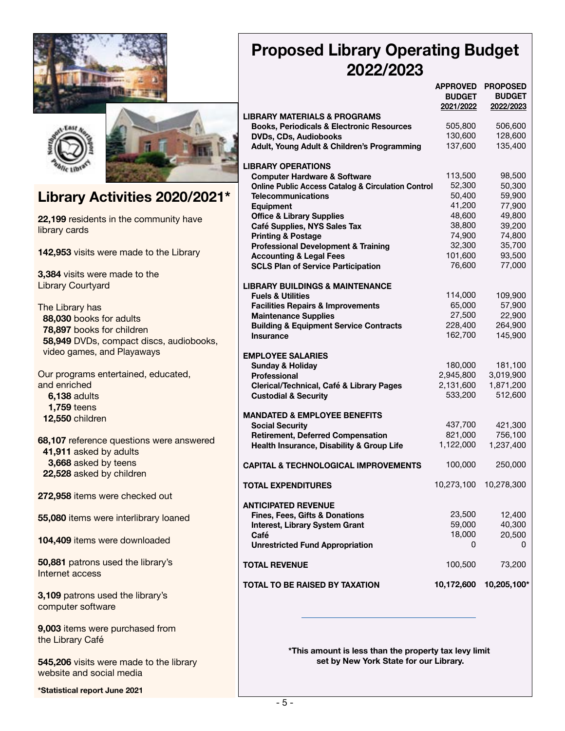## Library Activities 2020/2021*

**22,199** residents in the community have library cards

**142,953** visits were made to the Library

**3,384** visits were made to the Library Courtyard

The Library has

- **88,030** books for adults
- **78,897** books for children
- **58,949** DVDs, compact discs, audiobooks, video games, and Playaways

Our programs entertained, educated, and enriched

- **6,138** adults
- **1,759** teens
- **12,550** children

**68,107** reference questions were answered

- **41,911** asked by adults
- **3,668** asked by teens
- **22,528** asked by children

**272,958** items were checked out

**55,080** items were interlibrary loaned

**104,409** items were downloaded

**50,881** patrons used the library's Internet access

**3,109** patrons used the library's computer software

**9,003** items were purchased from the Library Café

**545,206** visits were made to the library website and social media

**\*Statistical report June 2021**

# Proposed Library Operating Budget 2022/2023

| | APPROVED BUDGET 2021/2022 | PROPOSED BUDGET 2022/2023 |
|---|---|---|
| **LIBRARY MATERIALS & PROGRAMS** | | |
| **Books, Periodicals & Electronic Resources** | 505,800 | 506,600 |
| **DVDs, CDs, Audiobooks** | 130,600 | 128,600 |
| **Adult, Young Adult & Children's Programming** | 137,600 | 135,400 |
| **LIBRARY OPERATIONS** | | |
| **Computer Hardware & Software** | 113,500 | 98,500 |
| **Online Public Access Catalog & Circulation Control** | 52,300 | 50,300 |
| **Telecommunications** | 50,400 | 59,900 |
| **Equipment** | 41,200 | 77,900 |
| **Office & Library Supplies** | 48,600 | 49,800 |
| **Café Supplies, NYS Sales Tax** | 38,800 | 39,200 |
| **Printing & Postage** | 74,900 | 74,800 |
| **Professional Development & Training** | 32,300 | 35,700 |
| **Accounting & Legal Fees** | 101,600 | 93,500 |
| **SCLS Plan of Service Participation** | 76,600 | 77,000 |
| **LIBRARY BUILDINGS & MAINTENANCE** | | |
| **Fuels & Utilities** | 114,000 | 109,900 |
| **Facilities Repairs & Improvements** | 65,000 | 57,900 |
| **Maintenance Supplies** | 27,500 | 22,900 |
| **Building & Equipment Service Contracts** | 228,400 | 264,900 |
| **Insurance** | 162,700 | 145,900 |
| **EMPLOYEE SALARIES** | | |
| **Sunday & Holiday** | 180,000 | 181,100 |
| **Professional** | 2,945,800 | 3,019,900 |
| **Clerical/Technical, Café & Library Pages** | 2,131,600 | 1,871,200 |
| **Custodial & Security** | 533,200 | 512,600 |
| **MANDATED & EMPLOYEE BENEFITS** | | |
| **Social Security** | 437,700 | 421,300 |
| **Retirement, Deferred Compensation** | 821,000 | 756,100 |
| **Health Insurance, Disability & Group Life** | 1,122,000 | 1,237,400 |
| **CAPITAL & TECHNOLOGICAL IMPROVEMENTS** | 100,000 | 250,000 |
| **TOTAL EXPENDITURES** | 10,273,100 | 10,278,300 |
| **ANTICIPATED REVENUE** | | |
| **Fines, Fees, Gifts & Donations** | 23,500 | 12,400 |
| **Interest, Library System Grant** | 59,000 | 40,300 |
| **Café** | 18,000 | 20,500 |
| **Unrestricted Fund Appropriation** | 0 | 0 |
| **TOTAL REVENUE** | 100,500 | 73,200 |
| **TOTAL TO BE RAISED BY TAXATION** | **10,172,600** | **10,205,100*** |

**\*This amount is less than the property tax levy limit set by New York State for our Library.**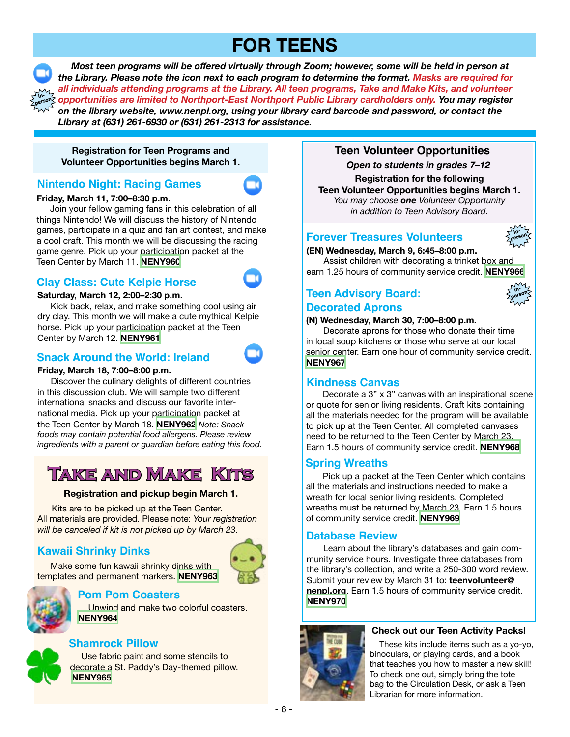# FOR TEENS

***Most teen programs will be offered virtually through Zoom; however, some will be held in person at the Library. Please note the icon next to each program to determine the format. Masks are required for all individuals attending programs at the Library. All teen programs, Take and Make Kits, and volunteer opportunities are limited to Northport-East Northport Public Library cardholders only. You may register on the library website, www.nenpl.org, using your library card barcode and password, or contact the Library at (631) 261-6930 or (631) 261-2313 for assistance.***

**Registration for Teen Programs and Volunteer Opportunities begins March 1.**

## Nintendo Night: Racing Games

**Friday, March 11, 7:00–8:30 p.m.**

Join your fellow gaming fans in this celebration of all things Nintendo! We will discuss the history of Nintendo games, participate in a quiz and fan art contest, and make a cool craft. This month we will be discussing the racing game genre. Pick up your participation packet at the Teen Center by March 11. **NENY960**

## Clay Class: Cute Kelpie Horse

**Saturday, March 12, 2:00–2:30 p.m.**

Kick back, relax, and make something cool using air dry clay. This month we will make a cute mythical Kelpie horse. Pick up your participation packet at the Teen Center by March 12. **NENY961**

## Snack Around the World: Ireland

**Friday, March 18, 7:00–8:00 p.m.**

Discover the culinary delights of different countries in this discussion club. We will sample two different international snacks and discuss our favorite international media. Pick up your participation packet at the Teen Center by March 18. **NENY962** *Note: Snack foods may contain potential food allergens. Please review ingredients with a parent or guardian before eating this food.*

## Take and Make Kits

**Registration and pickup begin March 1.**

Kits are to be picked up at the Teen Center. All materials are provided. Please note: *Your registration will be canceled if kit is not picked up by March 23*.

### Kawaii Shrinky Dinks

Make some fun kawaii shrinky dinks with templates and permanent markers. **NENY963**

### Pom Pom Coasters

Unwind and make two colorful coasters. **NENY964**

### Shamrock Pillow

Use fabric paint and some stencils to decorate a St. Paddy's Day-themed pillow. **NENY965**

## Teen Volunteer Opportunities

***Open to students in grades 7–12***

**Registration for the following Teen Volunteer Opportunities begins March 1.**

*You may choose* ***one*** *Volunteer Opportunity in addition to Teen Advisory Board.*

### Forever Treasures Volunteers

**(EN) Wednesday, March 9, 6:45–8:00 p.m.**

Assist children with decorating a trinket box and earn 1.25 hours of community service credit. **NENY966**

### Teen Advisory Board: Decorated Aprons

**(N) Wednesday, March 30, 7:00–8:00 p.m.**

Decorate aprons for those who donate their time in local soup kitchens or those who serve at our local senior center. Earn one hour of community service credit. **NENY967**

### Kindness Canvas

Decorate a 3" x 3" canvas with an inspirational scene or quote for senior living residents. Craft kits containing all the materials needed for the program will be available to pick up at the Teen Center. All completed canvases need to be returned to the Teen Center by March 23. Earn 1.5 hours of community service credit. **NENY968**

### Spring Wreaths

Pick up a packet at the Teen Center which contains all the materials and instructions needed to make a wreath for local senior living residents. Completed wreaths must be returned by March 23. Earn 1.5 hours of community service credit. **NENY969**

### Database Review

Learn about the library's databases and gain community service hours. Investigate three databases from the library's collection, and write a 250-300 word review. Submit your review by March 31 to: **teenvolunteer@nenpl.org**. Earn 1.5 hours of community service credit. **NENY970**

**Check out our Teen Activity Packs!**

These kits include items such as a yo-yo, binoculars, or playing cards, and a book that teaches you how to master a new skill! To check one out, simply bring the tote bag to the Circulation Desk, or ask a Teen Librarian for more information.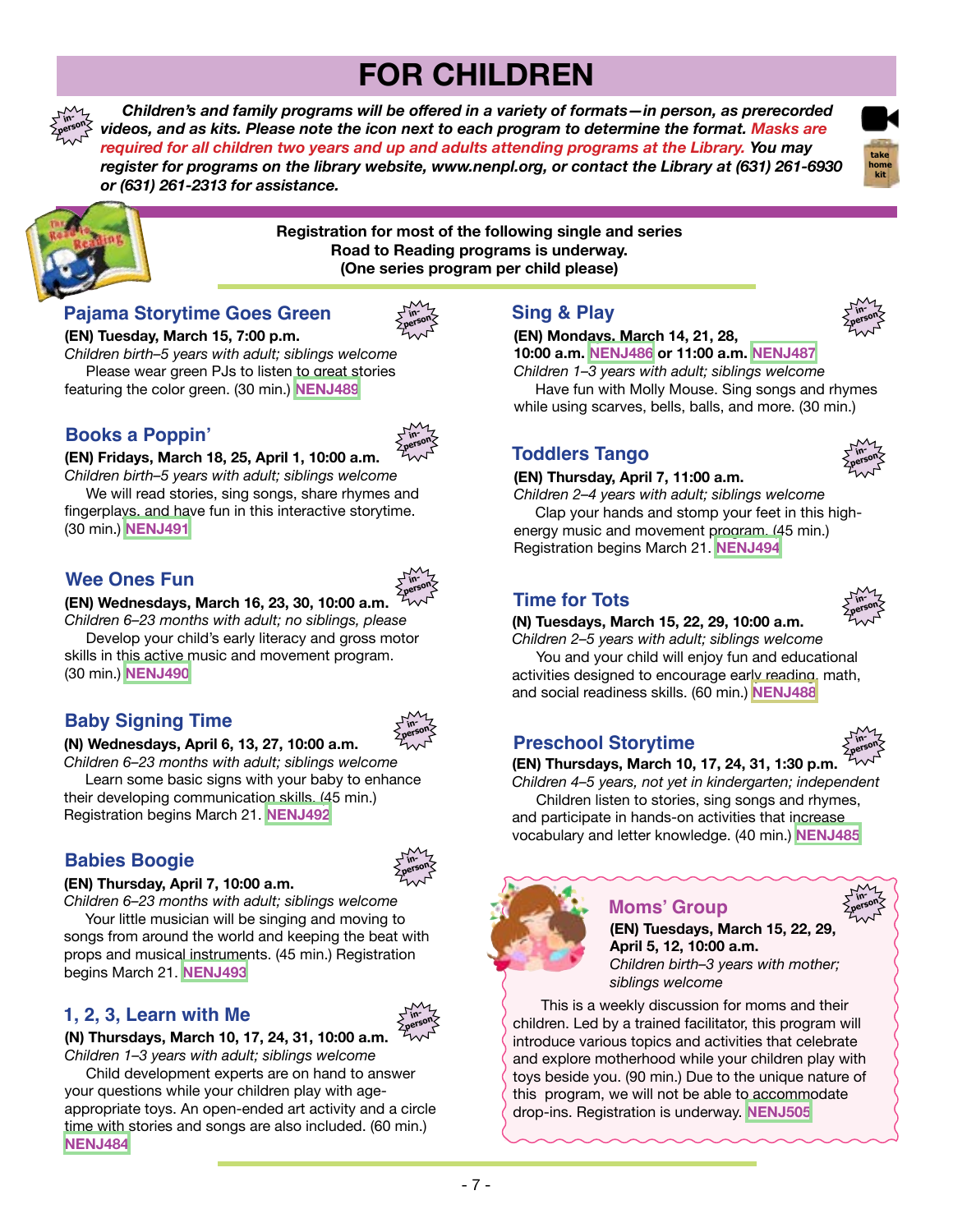# FOR CHILDREN

***Children's and family programs will be offered in a variety of formats—in person, as prerecorded videos, and as kits. Please note the icon next to each program to determine the format. Masks are required for all children two years and up and adults attending programs at the Library. You may register for programs on the library website, www.nenpl.org, or contact the Library at (631) 261-6930 or (631) 261-2313 for assistance.***

**Registration for most of the following single and series Road to Reading programs is underway. (One series program per child please)**

## Pajama Storytime Goes Green

**(EN) Tuesday, March 15, 7:00 p.m.**
*Children birth–5 years with adult; siblings welcome*

Please wear green PJs to listen to great stories featuring the color green. (30 min.) **NENJ489**

## Books a Poppin'

**(EN) Fridays, March 18, 25, April 1, 10:00 a.m.**
*Children birth–5 years with adult; siblings welcome*

We will read stories, sing songs, share rhymes and fingerplays, and have fun in this interactive storytime. (30 min.) **NENJ491**

## Wee Ones Fun

**(EN) Wednesdays, March 16, 23, 30, 10:00 a.m.**
*Children 6–23 months with adult; no siblings, please*

Develop your child's early literacy and gross motor skills in this active music and movement program. (30 min.) **NENJ490**

## Baby Signing Time

**(N) Wednesdays, April 6, 13, 27, 10:00 a.m.**
*Children 6–23 months with adult; siblings welcome*

Learn some basic signs with your baby to enhance their developing communication skills. (45 min.) Registration begins March 21. **NENJ492**

## Babies Boogie

**(EN) Thursday, April 7, 10:00 a.m.**
*Children 6–23 months with adult; siblings welcome*

Your little musician will be singing and moving to songs from around the world and keeping the beat with props and musical instruments. (45 min.) Registration begins March 21. **NENJ493**

## 1, 2, 3, Learn with Me

**(N) Thursdays, March 10, 17, 24, 31, 10:00 a.m.**
*Children 1–3 years with adult; siblings welcome*

Child development experts are on hand to answer your questions while your children play with age-appropriate toys. An open-ended art activity and a circle time with stories and songs are also included. (60 min.) **NENJ484**

## Sing & Play

**(EN) Mondays, March 14, 21, 28, 10:00 a.m. NENJ486 or 11:00 a.m. NENJ487**
*Children 1–3 years with adult; siblings welcome*

Have fun with Molly Mouse. Sing songs and rhymes while using scarves, bells, balls, and more. (30 min.)

## Toddlers Tango

**(EN) Thursday, April 7, 11:00 a.m.**
*Children 2–4 years with adult; siblings welcome*

Clap your hands and stomp your feet in this high-energy music and movement program. (45 min.) Registration begins March 21. **NENJ494**

## Time for Tots

**(N) Tuesdays, March 15, 22, 29, 10:00 a.m.**
*Children 2–5 years with adult; siblings welcome*

You and your child will enjoy fun and educational activities designed to encourage early reading, math, and social readiness skills. (60 min.) **NENJ488**

## Preschool Storytime

**(EN) Thursdays, March 10, 17, 24, 31, 1:30 p.m.**
*Children 4–5 years, not yet in kindergarten; independent*

Children listen to stories, sing songs and rhymes, and participate in hands-on activities that increase vocabulary and letter knowledge. (40 min.) **NENJ485**

## Moms' Group

**(EN) Tuesdays, March 15, 22, 29, April 5, 12, 10:00 a.m.**
*Children birth–3 years with mother; siblings welcome*

This is a weekly discussion for moms and their children. Led by a trained facilitator, this program will introduce various topics and activities that celebrate and explore motherhood while your children play with toys beside you. (90 min.) Due to the unique nature of this program, we will not be able to accommodate drop-ins. Registration is underway. **NENJ505**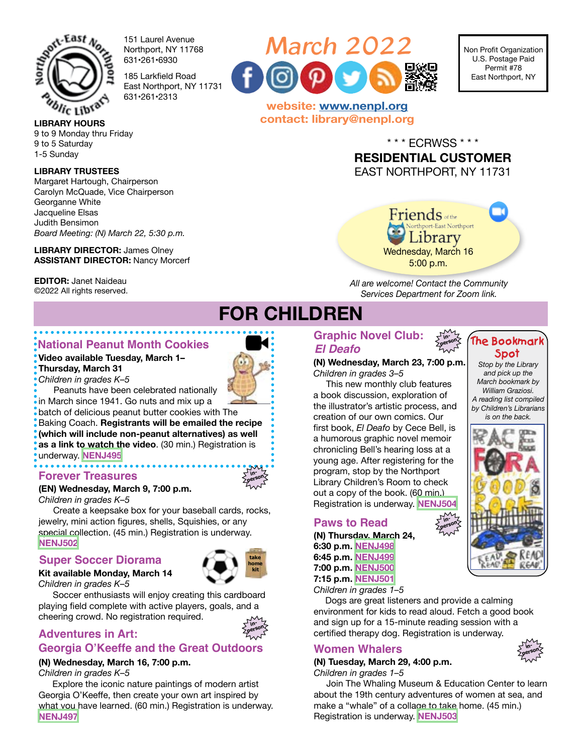151 Laurel Avenue
Northport, NY 11768
631•261•6930

185 Larkfield Road
East Northport, NY 11731
631•261•2313

# March 2022

**website: www.nenpl.org**
**contact: library@nenpl.org**

Non Profit Organization
U.S. Postage Paid
Permit #78
East Northport, NY

**LIBRARY HOURS**
9 to 9 Monday thru Friday
9 to 5 Saturday
1-5 Sunday

**LIBRARY TRUSTEES**
Margaret Hartough, Chairperson
Carolyn McQuade, Vice Chairperson
Georganne White
Jacqueline Elsas
Judith Bensimon
*Board Meeting: (N) March 22, 5:30 p.m.*

**LIBRARY DIRECTOR:** James Olney
**ASSISTANT DIRECTOR:** Nancy Morcerf

**EDITOR:** Janet Naideau
©2022 All rights reserved.

\* \* \* ECRWSS \* \* \*
**RESIDENTIAL CUSTOMER**
EAST NORTHPORT, NY 11731

Friends of the Northport-East Northport Library
Wednesday, March 16
5:00 p.m.

*All are welcome! Contact the Community Services Department for Zoom link.*

# FOR CHILDREN

## National Peanut Month Cookies

**Video available Tuesday, March 1–Thursday, March 31**
*Children in grades K–5*

Peanuts have been celebrated nationally in March since 1941. Go nuts and mix up a batch of delicious peanut butter cookies with The Baking Coach. **Registrants will be emailed the recipe (which will include non-peanut alternatives) as well as a link to watch the video**. (30 min.) Registration is underway. **NENJ495**

## Forever Treasures

in-person

**(EN) Wednesday, March 9, 7:00 p.m.**
*Children in grades K–5*

Create a keepsake box for your baseball cards, rocks, jewelry, mini action figures, shells, Squishies, or any special collection. (45 min.) Registration is underway. **NENJ502**

## Super Soccer Diorama

take home kit

**Kit available Monday, March 14**
*Children in grades K–5*

Soccer enthusiasts will enjoy creating this cardboard playing field complete with active players, goals, and a cheering crowd. No registration required.

## Adventures in Art: Georgia O'Keeffe and the Great Outdoors

in-person

**(N) Wednesday, March 16, 7:00 p.m.**
*Children in grades K–5*

Explore the iconic nature paintings of modern artist Georgia O'Keeffe, then create your own art inspired by what you have learned. (60 min.) Registration is underway. **NENJ497**

## Graphic Novel Club: *El Deafo*

in-person

**(N) Wednesday, March 23, 7:00 p.m.**
*Children in grades 3–5*

This new monthly club features a book discussion, exploration of the illustrator's artistic process, and creation of our own comics. Our first book, *El Deafo* by Cece Bell, is a humorous graphic novel memoir chronicling Bell's hearing loss at a young age. After registering for the program, stop by the Northport Library Children's Room to check out a copy of the book. (60 min.) Registration is underway. **NENJ504**

## Paws to Read

in-person

**(N) Thursday, March 24,**
**6:30 p.m. NENJ498**
**6:45 p.m. NENJ499**
**7:00 p.m. NENJ500**
**7:15 p.m. NENJ501**
*Children in grades 1–5*

Dogs are great listeners and provide a calming environment for kids to read aloud. Fetch a good book and sign up for a 15-minute reading session with a certified therapy dog. Registration is underway.

## Women Whalers

in-person

**(N) Tuesday, March 29, 4:00 p.m.**
*Children in grades 1–5*

Join The Whaling Museum & Education Center to learn about the 19th century adventures of women at sea, and make a "whale" of a collage to take home. (45 min.) Registration is underway. **NENJ503**

## The Bookmark Spot

*Stop by the Library and pick up the March bookmark by William Graziosi. A reading list compiled by Children's Librarians is on the back.*